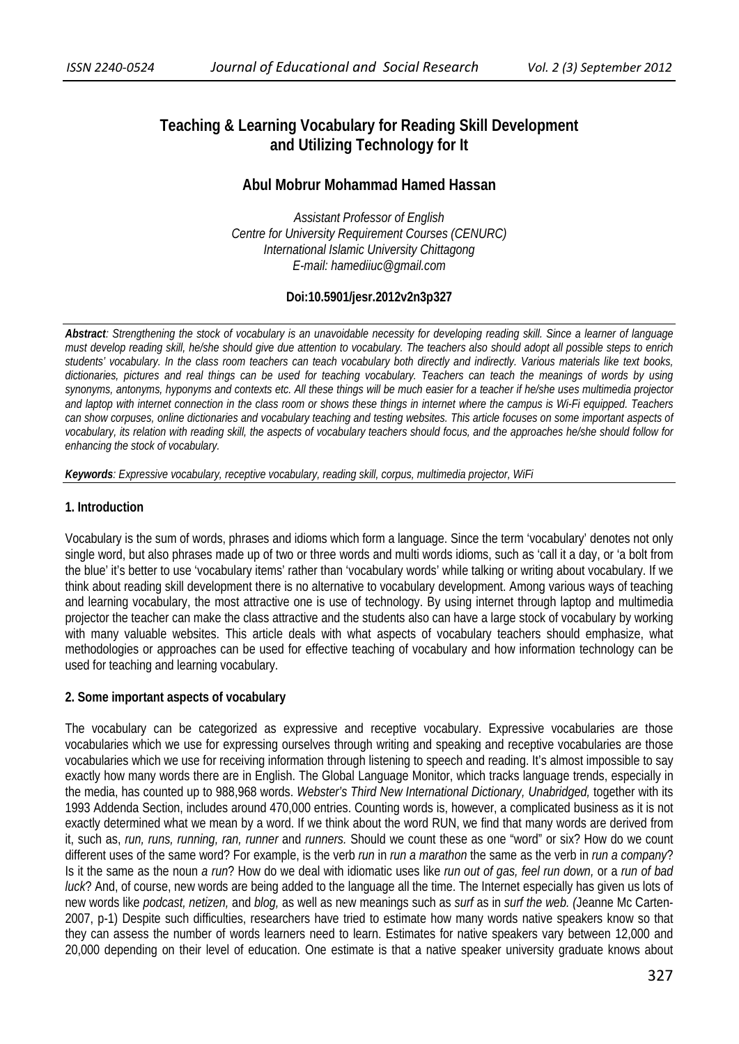# Teaching & Learning Vocabulary for Reading Skill Development and Utilizing Technology for It

**Abul Mobrur Mohammad Hamed Hassan**

*Assistant Professor of English*
*Centre for University Requirement Courses (CENURC)*
*International Islamic University Chittagong*
*E-mail: hamediiuc@gmail.com*

**Doi:10.5901/jesr.2012v2n3p327**

***Abstract**: Strengthening the stock of vocabulary is an unavoidable necessity for developing reading skill. Since a learner of language must develop reading skill, he/she should give due attention to vocabulary. The teachers also should adopt all possible steps to enrich students' vocabulary. In the class room teachers can teach vocabulary both directly and indirectly. Various materials like text books, dictionaries, pictures and real things can be used for teaching vocabulary. Teachers can teach the meanings of words by using synonyms, antonyms, hyponyms and contexts etc. All these things will be much easier for a teacher if he/she uses multimedia projector and laptop with internet connection in the class room or shows these things in internet where the campus is Wi-Fi equipped. Teachers can show corpuses, online dictionaries and vocabulary teaching and testing websites. This article focuses on some important aspects of vocabulary, its relation with reading skill, the aspects of vocabulary teachers should focus, and the approaches he/she should follow for enhancing the stock of vocabulary.*

***Keywords**: Expressive vocabulary, receptive vocabulary, reading skill, corpus, multimedia projector, WiFi*

## 1. Introduction

Vocabulary is the sum of words, phrases and idioms which form a language. Since the term 'vocabulary' denotes not only single word, but also phrases made up of two or three words and multi words idioms, such as 'call it a day, or 'a bolt from the blue' it's better to use 'vocabulary items' rather than 'vocabulary words' while talking or writing about vocabulary. If we think about reading skill development there is no alternative to vocabulary development. Among various ways of teaching and learning vocabulary, the most attractive one is use of technology. By using internet through laptop and multimedia projector the teacher can make the class attractive and the students also can have a large stock of vocabulary by working with many valuable websites. This article deals with what aspects of vocabulary teachers should emphasize, what methodologies or approaches can be used for effective teaching of vocabulary and how information technology can be used for teaching and learning vocabulary.

## 2. Some important aspects of vocabulary

The vocabulary can be categorized as expressive and receptive vocabulary. Expressive vocabularies are those vocabularies which we use for expressing ourselves through writing and speaking and receptive vocabularies are those vocabularies which we use for receiving information through listening to speech and reading. It's almost impossible to say exactly how many words there are in English. The Global Language Monitor, which tracks language trends, especially in the media, has counted up to 988,968 words. *Webster's Third New International Dictionary, Unabridged,* together with its 1993 Addenda Section, includes around 470,000 entries. Counting words is, however, a complicated business as it is not exactly determined what we mean by a word. If we think about the word RUN, we find that many words are derived from it, such as, *run, runs, running, ran, runner* and *runners.* Should we count these as one "word" or six? How do we count different uses of the same word? For example, is the verb *run* in *run a marathon* the same as the verb in *run a company*? Is it the same as the noun *a run*? How do we deal with idiomatic uses like *run out of gas, feel run down,* or a *run of bad luck*? And, of course, new words are being added to the language all the time. The Internet especially has given us lots of new words like *podcast, netizen,* and *blog,* as well as new meanings such as *surf* as in *surf the web. (*Jeanne Mc Carten-2007, p-1) Despite such difficulties, researchers have tried to estimate how many words native speakers know so that they can assess the number of words learners need to learn. Estimates for native speakers vary between 12,000 and 20,000 depending on their level of education. One estimate is that a native speaker university graduate knows about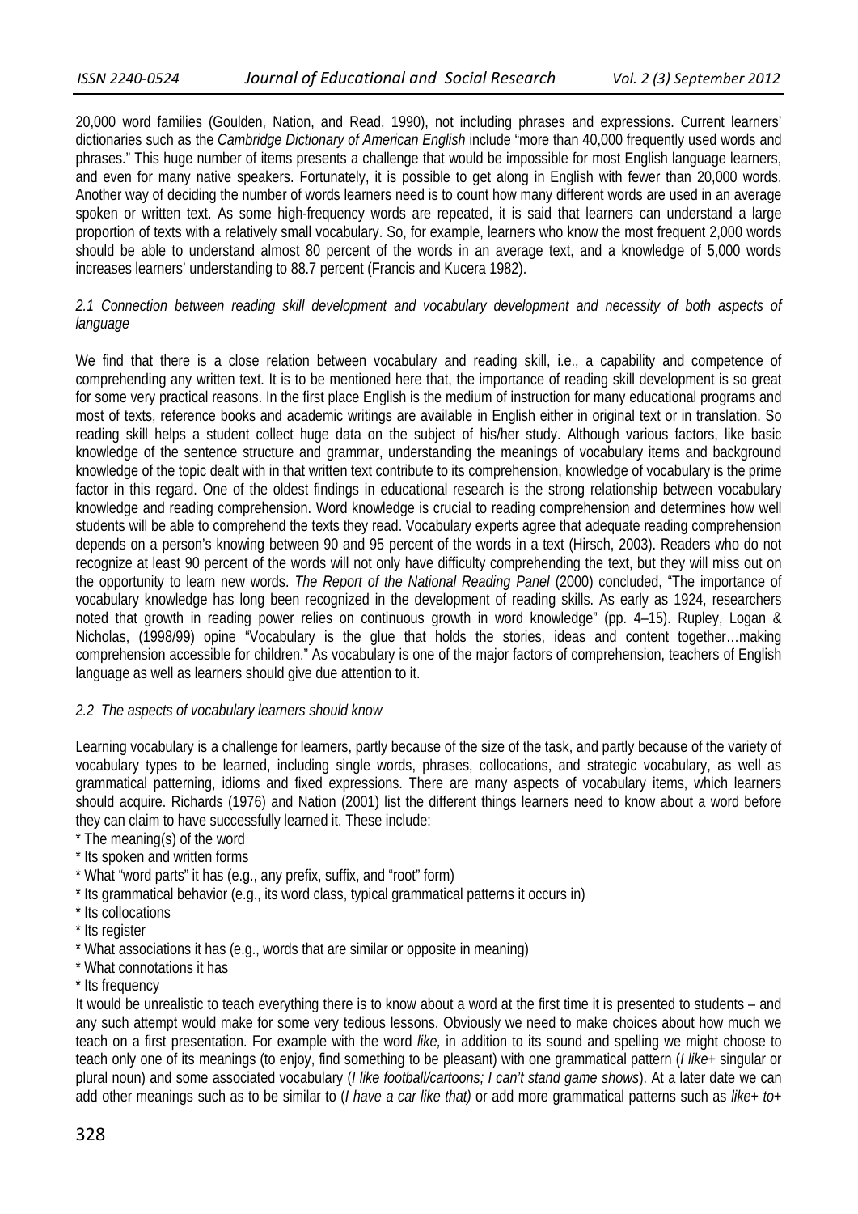20,000 word families (Goulden, Nation, and Read, 1990), not including phrases and expressions. Current learners' dictionaries such as the *Cambridge Dictionary of American English* include "more than 40,000 frequently used words and phrases." This huge number of items presents a challenge that would be impossible for most English language learners, and even for many native speakers. Fortunately, it is possible to get along in English with fewer than 20,000 words. Another way of deciding the number of words learners need is to count how many different words are used in an average spoken or written text. As some high-frequency words are repeated, it is said that learners can understand a large proportion of texts with a relatively small vocabulary. So, for example, learners who know the most frequent 2,000 words should be able to understand almost 80 percent of the words in an average text, and a knowledge of 5,000 words increases learners' understanding to 88.7 percent (Francis and Kucera 1982).

### *2.1 Connection between reading skill development and vocabulary development and necessity of both aspects of language*

We find that there is a close relation between vocabulary and reading skill, i.e., a capability and competence of comprehending any written text. It is to be mentioned here that, the importance of reading skill development is so great for some very practical reasons. In the first place English is the medium of instruction for many educational programs and most of texts, reference books and academic writings are available in English either in original text or in translation. So reading skill helps a student collect huge data on the subject of his/her study. Although various factors, like basic knowledge of the sentence structure and grammar, understanding the meanings of vocabulary items and background knowledge of the topic dealt with in that written text contribute to its comprehension, knowledge of vocabulary is the prime factor in this regard. One of the oldest findings in educational research is the strong relationship between vocabulary knowledge and reading comprehension. Word knowledge is crucial to reading comprehension and determines how well students will be able to comprehend the texts they read. Vocabulary experts agree that adequate reading comprehension depends on a person's knowing between 90 and 95 percent of the words in a text (Hirsch, 2003). Readers who do not recognize at least 90 percent of the words will not only have difficulty comprehending the text, but they will miss out on the opportunity to learn new words. *The Report of the National Reading Panel* (2000) concluded, "The importance of vocabulary knowledge has long been recognized in the development of reading skills. As early as 1924, researchers noted that growth in reading power relies on continuous growth in word knowledge" (pp. 4–15). Rupley, Logan & Nicholas, (1998/99) opine "Vocabulary is the glue that holds the stories, ideas and content together…making comprehension accessible for children." As vocabulary is one of the major factors of comprehension, teachers of English language as well as learners should give due attention to it.

### *2.2 The aspects of vocabulary learners should know*

Learning vocabulary is a challenge for learners, partly because of the size of the task, and partly because of the variety of vocabulary types to be learned, including single words, phrases, collocations, and strategic vocabulary, as well as grammatical patterning, idioms and fixed expressions. There are many aspects of vocabulary items, which learners should acquire. Richards (1976) and Nation (2001) list the different things learners need to know about a word before they can claim to have successfully learned it. These include:

* The meaning(s) of the word
* Its spoken and written forms
* What "word parts" it has (e.g., any prefix, suffix, and "root" form)
* Its grammatical behavior (e.g., its word class, typical grammatical patterns it occurs in)
* Its collocations
* Its register
* What associations it has (e.g., words that are similar or opposite in meaning)
* What connotations it has
* Its frequency

It would be unrealistic to teach everything there is to know about a word at the first time it is presented to students – and any such attempt would make for some very tedious lessons. Obviously we need to make choices about how much we teach on a first presentation. For example with the word *like,* in addition to its sound and spelling we might choose to teach only one of its meanings (to enjoy, find something to be pleasant) with one grammatical pattern (*I like*+ singular or plural noun) and some associated vocabulary (*I like football/cartoons; I can't stand game shows*). At a later date we can add other meanings such as to be similar to (*I have a car like that)* or add more grammatical patterns such as *like*+ *to*+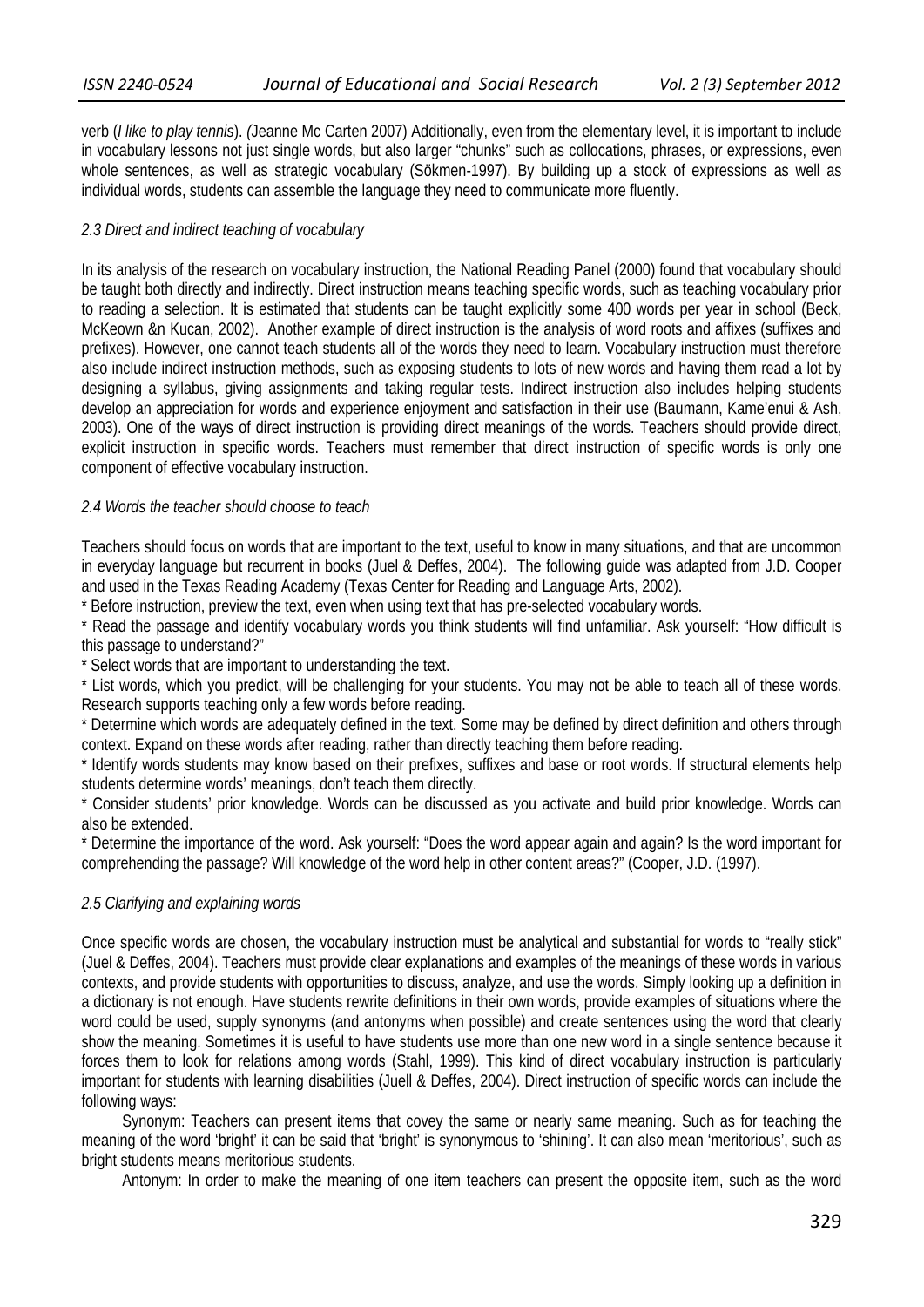verb (*I like to play tennis*). (Jeanne Mc Carten 2007) Additionally, even from the elementary level, it is important to include in vocabulary lessons not just single words, but also larger "chunks" such as collocations, phrases, or expressions, even whole sentences, as well as strategic vocabulary (Sökmen-1997). By building up a stock of expressions as well as individual words, students can assemble the language they need to communicate more fluently.

### *2.3 Direct and indirect teaching of vocabulary*

In its analysis of the research on vocabulary instruction, the National Reading Panel (2000) found that vocabulary should be taught both directly and indirectly. Direct instruction means teaching specific words, such as teaching vocabulary prior to reading a selection. It is estimated that students can be taught explicitly some 400 words per year in school (Beck, McKeown &n Kucan, 2002). Another example of direct instruction is the analysis of word roots and affixes (suffixes and prefixes). However, one cannot teach students all of the words they need to learn. Vocabulary instruction must therefore also include indirect instruction methods, such as exposing students to lots of new words and having them read a lot by designing a syllabus, giving assignments and taking regular tests. Indirect instruction also includes helping students develop an appreciation for words and experience enjoyment and satisfaction in their use (Baumann, Kame'enui & Ash, 2003). One of the ways of direct instruction is providing direct meanings of the words. Teachers should provide direct, explicit instruction in specific words. Teachers must remember that direct instruction of specific words is only one component of effective vocabulary instruction.

### *2.4 Words the teacher should choose to teach*

Teachers should focus on words that are important to the text, useful to know in many situations, and that are uncommon in everyday language but recurrent in books (Juel & Deffes, 2004). The following guide was adapted from J.D. Cooper and used in the Texas Reading Academy (Texas Center for Reading and Language Arts, 2002).

* Before instruction, preview the text, even when using text that has pre-selected vocabulary words.
* Read the passage and identify vocabulary words you think students will find unfamiliar. Ask yourself: "How difficult is this passage to understand?"
* Select words that are important to understanding the text.
* List words, which you predict, will be challenging for your students. You may not be able to teach all of these words. Research supports teaching only a few words before reading.
* Determine which words are adequately defined in the text. Some may be defined by direct definition and others through context. Expand on these words after reading, rather than directly teaching them before reading.
* Identify words students may know based on their prefixes, suffixes and base or root words. If structural elements help students determine words' meanings, don't teach them directly.
* Consider students' prior knowledge. Words can be discussed as you activate and build prior knowledge. Words can also be extended.
* Determine the importance of the word. Ask yourself: "Does the word appear again and again? Is the word important for comprehending the passage? Will knowledge of the word help in other content areas?" (Cooper, J.D. (1997).

### *2.5 Clarifying and explaining words*

Once specific words are chosen, the vocabulary instruction must be analytical and substantial for words to "really stick" (Juel & Deffes, 2004). Teachers must provide clear explanations and examples of the meanings of these words in various contexts, and provide students with opportunities to discuss, analyze, and use the words. Simply looking up a definition in a dictionary is not enough. Have students rewrite definitions in their own words, provide examples of situations where the word could be used, supply synonyms (and antonyms when possible) and create sentences using the word that clearly show the meaning. Sometimes it is useful to have students use more than one new word in a single sentence because it forces them to look for relations among words (Stahl, 1999). This kind of direct vocabulary instruction is particularly important for students with learning disabilities (Juell & Deffes, 2004). Direct instruction of specific words can include the following ways:

Synonym: Teachers can present items that covey the same or nearly same meaning. Such as for teaching the meaning of the word 'bright' it can be said that 'bright' is synonymous to 'shining'. It can also mean 'meritorious', such as bright students means meritorious students.

Antonym: In order to make the meaning of one item teachers can present the opposite item, such as the word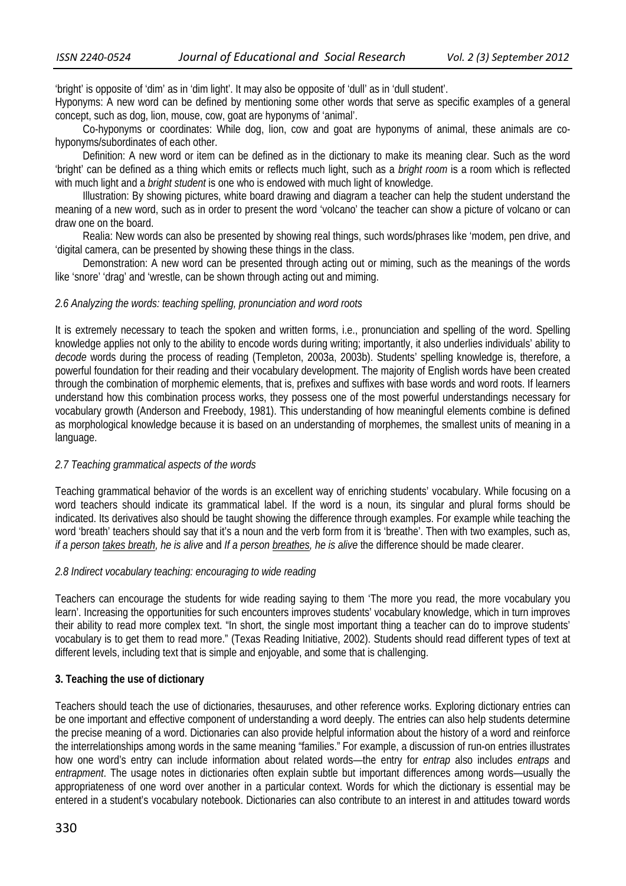'bright' is opposite of 'dim' as in 'dim light'. It may also be opposite of 'dull' as in 'dull student'.

Hyponyms: A new word can be defined by mentioning some other words that serve as specific examples of a general concept, such as dog, lion, mouse, cow, goat are hyponyms of 'animal'.

Co-hyponyms or coordinates: While dog, lion, cow and goat are hyponyms of animal, these animals are co-hyponyms/subordinates of each other.

Definition: A new word or item can be defined as in the dictionary to make its meaning clear. Such as the word 'bright' can be defined as a thing which emits or reflects much light, such as a *bright room* is a room which is reflected with much light and a *bright student* is one who is endowed with much light of knowledge.

Illustration: By showing pictures, white board drawing and diagram a teacher can help the student understand the meaning of a new word, such as in order to present the word 'volcano' the teacher can show a picture of volcano or can draw one on the board.

Realia: New words can also be presented by showing real things, such words/phrases like 'modem, pen drive, and 'digital camera, can be presented by showing these things in the class.

Demonstration: A new word can be presented through acting out or miming, such as the meanings of the words like 'snore' 'drag' and 'wrestle, can be shown through acting out and miming.

### *2.6 Analyzing the words: teaching spelling, pronunciation and word roots*

It is extremely necessary to teach the spoken and written forms, i.e., pronunciation and spelling of the word. Spelling knowledge applies not only to the ability to encode words during writing; importantly, it also underlies individuals' ability to *decode* words during the process of reading (Templeton, 2003a, 2003b). Students' spelling knowledge is, therefore, a powerful foundation for their reading and their vocabulary development. The majority of English words have been created through the combination of morphemic elements, that is, prefixes and suffixes with base words and word roots. If learners understand how this combination process works, they possess one of the most powerful understandings necessary for vocabulary growth (Anderson and Freebody, 1981). This understanding of how meaningful elements combine is defined as morphological knowledge because it is based on an understanding of morphemes, the smallest units of meaning in a language.

### *2.7 Teaching grammatical aspects of the words*

Teaching grammatical behavior of the words is an excellent way of enriching students' vocabulary. While focusing on a word teachers should indicate its grammatical label. If the word is a noun, its singular and plural forms should be indicated. Its derivatives also should be taught showing the difference through examples. For example while teaching the word 'breath' teachers should say that it's a noun and the verb form from it is 'breathe'. Then with two examples, such as, *if a person takes breath, he is alive* and *If a person breathes, he is alive* the difference should be made clearer.

### *2.8 Indirect vocabulary teaching: encouraging to wide reading*

Teachers can encourage the students for wide reading saying to them 'The more you read, the more vocabulary you learn'. Increasing the opportunities for such encounters improves students' vocabulary knowledge, which in turn improves their ability to read more complex text. "In short, the single most important thing a teacher can do to improve students' vocabulary is to get them to read more." (Texas Reading Initiative, 2002). Students should read different types of text at different levels, including text that is simple and enjoyable, and some that is challenging.

## **3. Teaching the use of dictionary**

Teachers should teach the use of dictionaries, thesauruses, and other reference works. Exploring dictionary entries can be one important and effective component of understanding a word deeply. The entries can also help students determine the precise meaning of a word. Dictionaries can also provide helpful information about the history of a word and reinforce the interrelationships among words in the same meaning "families." For example, a discussion of run-on entries illustrates how one word's entry can include information about related words—the entry for *entrap* also includes *entraps* and *entrapment*. The usage notes in dictionaries often explain subtle but important differences among words—usually the appropriateness of one word over another in a particular context. Words for which the dictionary is essential may be entered in a student's vocabulary notebook. Dictionaries can also contribute to an interest in and attitudes toward words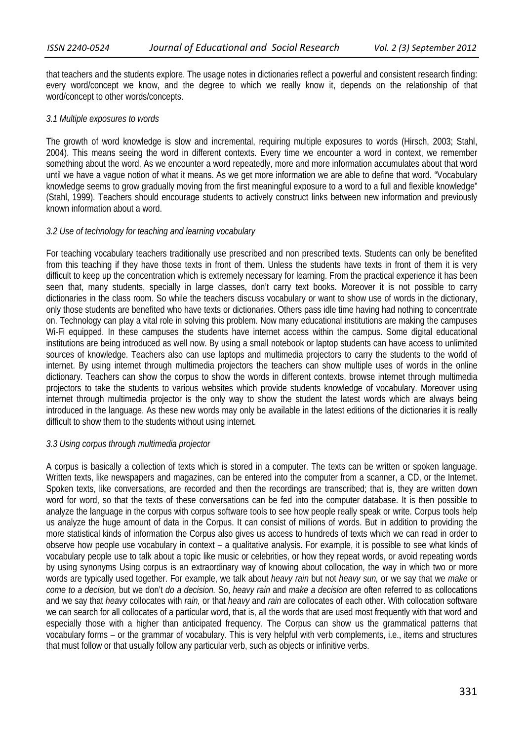that teachers and the students explore. The usage notes in dictionaries reflect a powerful and consistent research finding: every word/concept we know, and the degree to which we really know it, depends on the relationship of that word/concept to other words/concepts.

### *3.1 Multiple exposures to words*

The growth of word knowledge is slow and incremental, requiring multiple exposures to words (Hirsch, 2003; Stahl, 2004). This means seeing the word in different contexts. Every time we encounter a word in context, we remember something about the word. As we encounter a word repeatedly, more and more information accumulates about that word until we have a vague notion of what it means. As we get more information we are able to define that word. "Vocabulary knowledge seems to grow gradually moving from the first meaningful exposure to a word to a full and flexible knowledge" (Stahl, 1999). Teachers should encourage students to actively construct links between new information and previously known information about a word.

### *3.2 Use of technology for teaching and learning vocabulary*

For teaching vocabulary teachers traditionally use prescribed and non prescribed texts. Students can only be benefited from this teaching if they have those texts in front of them. Unless the students have texts in front of them it is very difficult to keep up the concentration which is extremely necessary for learning. From the practical experience it has been seen that, many students, specially in large classes, don't carry text books. Moreover it is not possible to carry dictionaries in the class room. So while the teachers discuss vocabulary or want to show use of words in the dictionary, only those students are benefited who have texts or dictionaries. Others pass idle time having had nothing to concentrate on. Technology can play a vital role in solving this problem. Now many educational institutions are making the campuses Wi-Fi equipped. In these campuses the students have internet access within the campus. Some digital educational institutions are being introduced as well now. By using a small notebook or laptop students can have access to unlimited sources of knowledge. Teachers also can use laptops and multimedia projectors to carry the students to the world of internet. By using internet through multimedia projectors the teachers can show multiple uses of words in the online dictionary. Teachers can show the corpus to show the words in different contexts, browse internet through multimedia projectors to take the students to various websites which provide students knowledge of vocabulary. Moreover using internet through multimedia projector is the only way to show the student the latest words which are always being introduced in the language. As these new words may only be available in the latest editions of the dictionaries it is really difficult to show them to the students without using internet.

### *3.3 Using corpus through multimedia projector*

A corpus is basically a collection of texts which is stored in a computer. The texts can be written or spoken language. Written texts, like newspapers and magazines, can be entered into the computer from a scanner, a CD, or the Internet. Spoken texts, like conversations, are recorded and then the recordings are transcribed; that is, they are written down word for word, so that the texts of these conversations can be fed into the computer database. It is then possible to analyze the language in the corpus with corpus software tools to see how people really speak or write. Corpus tools help us analyze the huge amount of data in the Corpus. It can consist of millions of words. But in addition to providing the more statistical kinds of information the Corpus also gives us access to hundreds of texts which we can read in order to observe how people use vocabulary in context – a qualitative analysis. For example, it is possible to see what kinds of vocabulary people use to talk about a topic like music or celebrities, or how they repeat words, or avoid repeating words by using synonyms Using corpus is an extraordinary way of knowing about collocation, the way in which two or more words are typically used together. For example, we talk about *heavy rain* but not *heavy sun,* or we say that we *make* or *come to a decision,* but we don't *do a decision.* So, *heavy rain* and *make a decision* are often referred to as collocations and we say that *heavy* collocates with *rain,* or that *heavy* and *rain* are collocates of each other. With collocation software we can search for all collocates of a particular word, that is, all the words that are used most frequently with that word and especially those with a higher than anticipated frequency. The Corpus can show us the grammatical patterns that vocabulary forms – or the grammar of vocabulary. This is very helpful with verb complements, i.e., items and structures that must follow or that usually follow any particular verb, such as objects or infinitive verbs.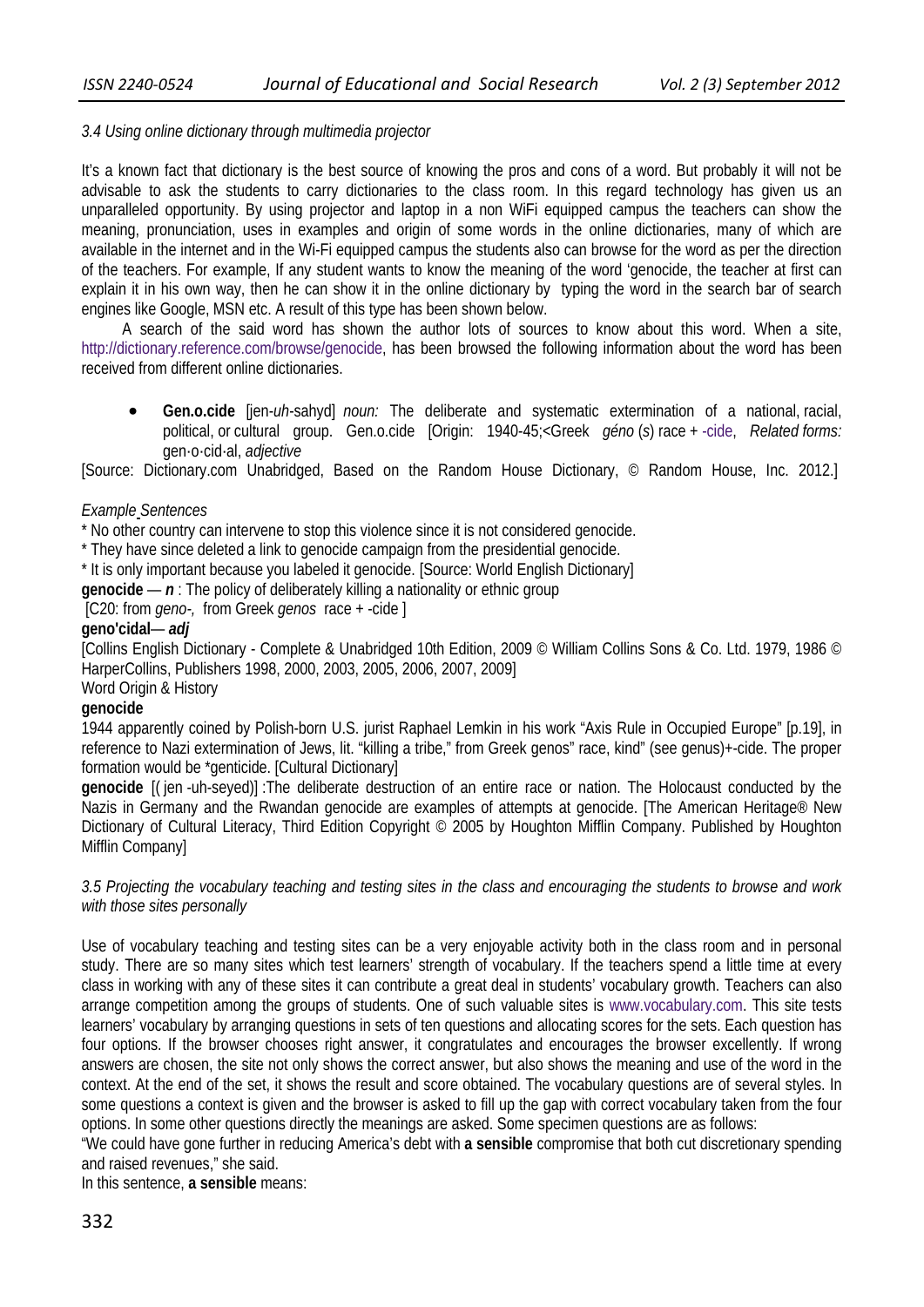*3.4 Using online dictionary through multimedia projector*

It's a known fact that dictionary is the best source of knowing the pros and cons of a word. But probably it will not be advisable to ask the students to carry dictionaries to the class room. In this regard technology has given us an unparalleled opportunity. By using projector and laptop in a non WiFi equipped campus the teachers can show the meaning, pronunciation, uses in examples and origin of some words in the online dictionaries, many of which are available in the internet and in the Wi-Fi equipped campus the students also can browse for the word as per the direction of the teachers. For example, If any student wants to know the meaning of the word 'genocide, the teacher at first can explain it in his own way, then he can show it in the online dictionary by typing the word in the search bar of search engines like Google, MSN etc. A result of this type has been shown below.

A search of the said word has shown the author lots of sources to know about this word. When a site, http://dictionary.reference.com/browse/genocide, has been browsed the following information about the word has been received from different online dictionaries.

- **Gen.o.cide** [jen-*uh*-sahyd] *noun:* The deliberate and systematic extermination of a national, racial, political, or cultural group. Gen.o.cide [Origin: 1940-45;<Greek *géno* (*s*) race + -cide, *Related forms:* gen·o·cid·al, *adjective*

[Source: Dictionary.com Unabridged, Based on the Random House Dictionary, © Random House, Inc. 2012.]

*Example Sentences*

* No other country can intervene to stop this violence since it is not considered genocide.
* They have since deleted a link to genocide campaign from the presidential genocide.
* It is only important because you labeled it genocide. [Source: World English Dictionary]

**genocide** — ***n*** : The policy of deliberately killing a nationality or ethnic group

[C20: from *geno-,* from Greek *genos* race + -cide ]

**geno'cidal**— ***adj***

[Collins English Dictionary - Complete & Unabridged 10th Edition, 2009 © William Collins Sons & Co. Ltd. 1979, 1986 © HarperCollins, Publishers 1998, 2000, 2003, 2005, 2006, 2007, 2009]

Word Origin & History

**genocide**

1944 apparently coined by Polish-born U.S. jurist Raphael Lemkin in his work "Axis Rule in Occupied Europe" [p.19], in reference to Nazi extermination of Jews, lit. "killing a tribe," from Greek genos" race, kind" (see genus)+-cide. The proper formation would be *genticide. [Cultural Dictionary]

**genocide** [( jen -uh-seyed)] :The deliberate destruction of an entire race or nation. The Holocaust conducted by the Nazis in Germany and the Rwandan genocide are examples of attempts at genocide. [The American Heritage® New Dictionary of Cultural Literacy, Third Edition Copyright © 2005 by Houghton Mifflin Company. Published by Houghton Mifflin Company]

*3.5 Projecting the vocabulary teaching and testing sites in the class and encouraging the students to browse and work with those sites personally*

Use of vocabulary teaching and testing sites can be a very enjoyable activity both in the class room and in personal study. There are so many sites which test learners' strength of vocabulary. If the teachers spend a little time at every class in working with any of these sites it can contribute a great deal in students' vocabulary growth. Teachers can also arrange competition among the groups of students. One of such valuable sites is www.vocabulary.com. This site tests learners' vocabulary by arranging questions in sets of ten questions and allocating scores for the sets. Each question has four options. If the browser chooses right answer, it congratulates and encourages the browser excellently. If wrong answers are chosen, the site not only shows the correct answer, but also shows the meaning and use of the word in the context. At the end of the set, it shows the result and score obtained. The vocabulary questions are of several styles. In some questions a context is given and the browser is asked to fill up the gap with correct vocabulary taken from the four options. In some other questions directly the meanings are asked. Some specimen questions are as follows:

"We could have gone further in reducing America's debt with **a sensible** compromise that both cut discretionary spending and raised revenues," she said.

In this sentence, **a sensible** means: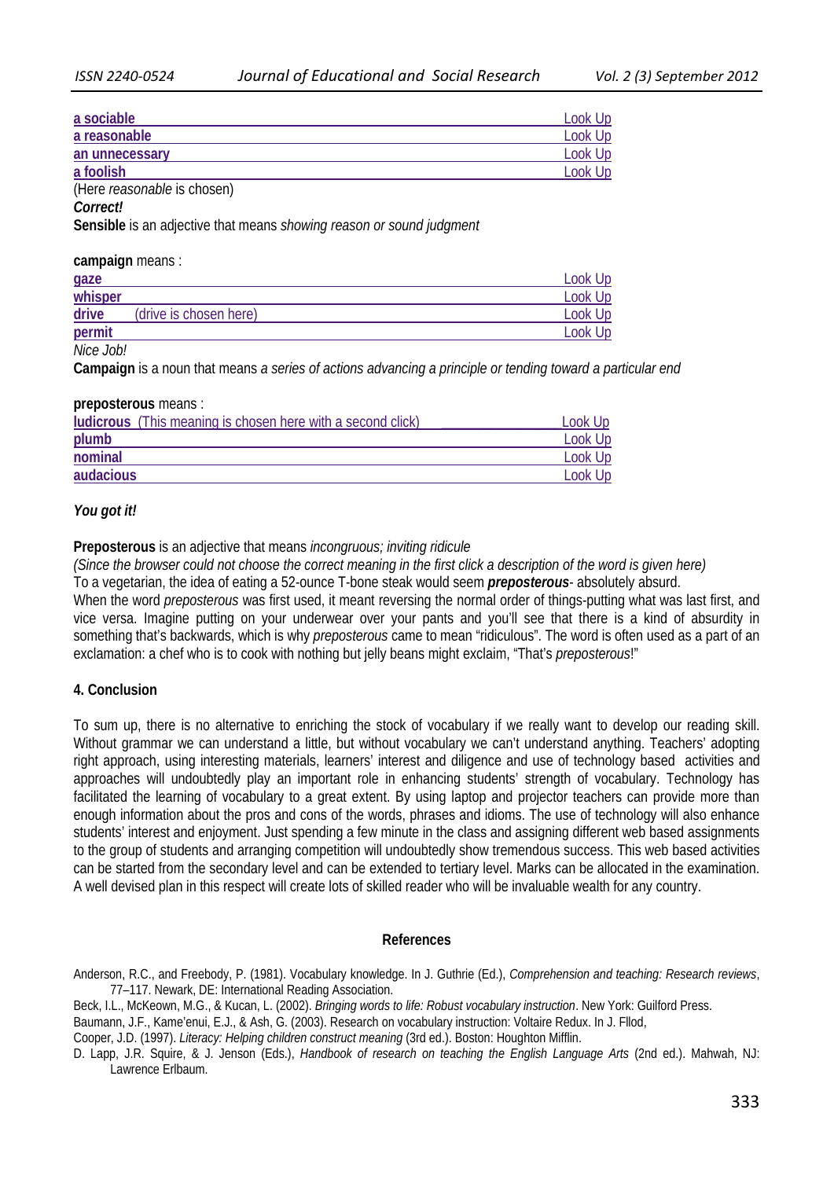a sociable Look Up
a reasonable Look Up
an unnecessary Look Up
a foolish Look Up

(Here *reasonable* is chosen)

***Correct!***

**Sensible** is an adjective that means *showing reason or sound judgment*

**campaign** means :

gaze Look Up
whisper Look Up
drive (drive is chosen here) Look Up
permit Look Up

*Nice Job!*

**Campaign** is a noun that means *a series of actions advancing a principle or tending toward a particular end*

**preposterous** means :

ludicrous (This meaning is chosen here with a second click) Look Up
plumb Look Up
nominal Look Up
audacious Look Up

***You got it!***

**Preposterous** is an adjective that means *incongruous; inviting ridicule*

*(Since the browser could not choose the correct meaning in the first click a description of the word is given here)*

To a vegetarian, the idea of eating a 52-ounce T-bone steak would seem ***preposterous***- absolutely absurd.

When the word *preposterous* was first used, it meant reversing the normal order of things-putting what was last first, and vice versa. Imagine putting on your underwear over your pants and you'll see that there is a kind of absurdity in something that's backwards, which is why *preposterous* came to mean "ridiculous". The word is often used as a part of an exclamation: a chef who is to cook with nothing but jelly beans might exclaim, "That's *preposterous*!"

## 4. Conclusion

To sum up, there is no alternative to enriching the stock of vocabulary if we really want to develop our reading skill. Without grammar we can understand a little, but without vocabulary we can't understand anything. Teachers' adopting right approach, using interesting materials, learners' interest and diligence and use of technology based activities and approaches will undoubtedly play an important role in enhancing students' strength of vocabulary. Technology has facilitated the learning of vocabulary to a great extent. By using laptop and projector teachers can provide more than enough information about the pros and cons of the words, phrases and idioms. The use of technology will also enhance students' interest and enjoyment. Just spending a few minute in the class and assigning different web based assignments to the group of students and arranging competition will undoubtedly show tremendous success. This web based activities can be started from the secondary level and can be extended to tertiary level. Marks can be allocated in the examination. A well devised plan in this respect will create lots of skilled reader who will be invaluable wealth for any country.

## References

Anderson, R.C., and Freebody, P. (1981). Vocabulary knowledge. In J. Guthrie (Ed.), *Comprehension and teaching: Research reviews*, 77–117. Newark, DE: International Reading Association.

Beck, I.L., McKeown, M.G., & Kucan, L. (2002). *Bringing words to life: Robust vocabulary instruction*. New York: Guilford Press.

Baumann, J.F., Kame'enui, E.J., & Ash, G. (2003). Research on vocabulary instruction: Voltaire Redux. In J. Fllod,

Cooper, J.D. (1997). *Literacy: Helping children construct meaning* (3rd ed.). Boston: Houghton Mifflin.

D. Lapp, J.R. Squire, & J. Jenson (Eds.), *Handbook of research on teaching the English Language Arts* (2nd ed.). Mahwah, NJ: Lawrence Erlbaum.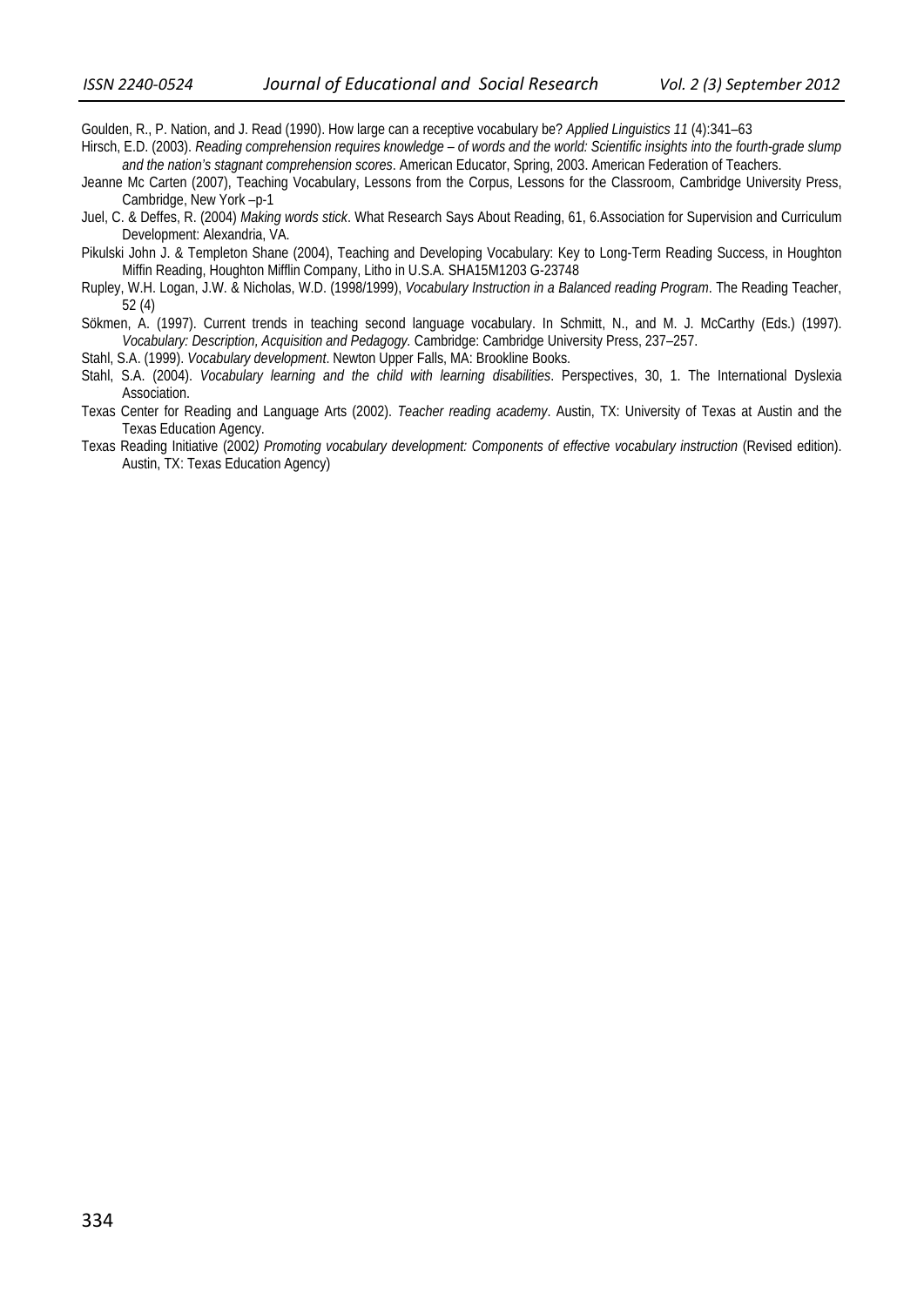Goulden, R., P. Nation, and J. Read (1990). How large can a receptive vocabulary be? *Applied Linguistics 11* (4):341–63

Hirsch, E.D. (2003). *Reading comprehension requires knowledge – of words and the world: Scientific insights into the fourth-grade slump and the nation's stagnant comprehension scores*. American Educator, Spring, 2003. American Federation of Teachers.

Jeanne Mc Carten (2007), Teaching Vocabulary, Lessons from the Corpus, Lessons for the Classroom, Cambridge University Press, Cambridge, New York –p-1

Juel, C. & Deffes, R. (2004) *Making words stick*. What Research Says About Reading, 61, 6.Association for Supervision and Curriculum Development: Alexandria, VA.

Pikulski John J. & Templeton Shane (2004), Teaching and Developing Vocabulary: Key to Long-Term Reading Success, in Houghton Miffin Reading, Houghton Mifflin Company, Litho in U.S.A. SHA15M1203 G-23748

Rupley, W.H. Logan, J.W. & Nicholas, W.D. (1998/1999), *Vocabulary Instruction in a Balanced reading Program*. The Reading Teacher, 52 (4)

Sökmen, A. (1997). Current trends in teaching second language vocabulary. In Schmitt, N., and M. J. McCarthy (Eds.) (1997). *Vocabulary: Description, Acquisition and Pedagogy.* Cambridge: Cambridge University Press, 237–257.

Stahl, S.A. (1999). *Vocabulary development*. Newton Upper Falls, MA: Brookline Books.

Stahl, S.A. (2004). *Vocabulary learning and the child with learning disabilities*. Perspectives, 30, 1. The International Dyslexia Association.

Texas Center for Reading and Language Arts (2002). *Teacher reading academy*. Austin, TX: University of Texas at Austin and the Texas Education Agency.

Texas Reading Initiative (2002*) Promoting vocabulary development: Components of effective vocabulary instruction* (Revised edition). Austin, TX: Texas Education Agency)